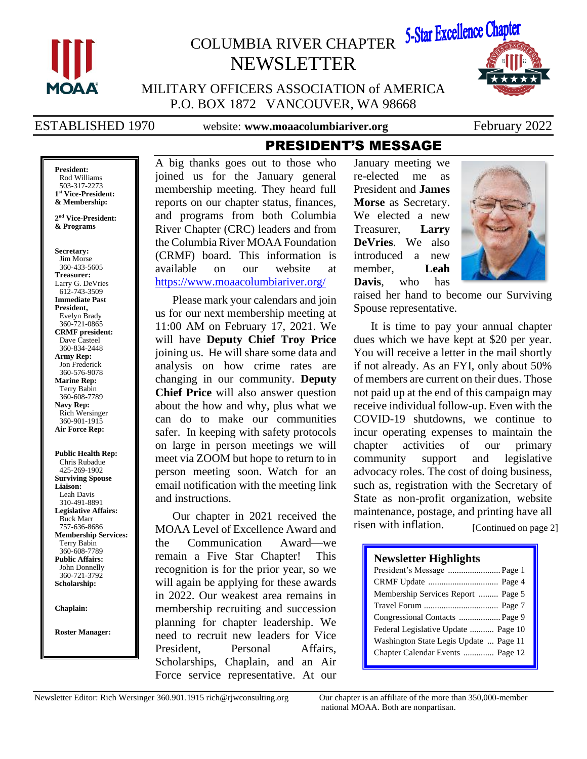# COLUMBIA RIVER CHAPTER NEWSLETTER

5-Star Excellence Chapter

MILITARY OFFICERS ASSOCIATION of AMERICA
P.O. BOX 1872 VANCOUVER, WA 98668

ESTABLISHED 1970 | website: **www.moaacolumbiariver.org** | February 2022

**President:** Rod Williams 503-317-2273
**1st Vice-President: & Membership:**
**2nd Vice-President: & Programs**
**Secretary:** Jim Morse 360-433-5605
**Treasurer:** Larry G. DeVries 612-743-3509
**Immediate Past President,** Evelyn Brady 360-721-0865
**CRMF president:** Dave Casteel 360-834-2448
**Army Rep:** Jon Frederick 360-576-9078
**Marine Rep:** Terry Babin 360-608-7789
**Navy Rep:** Rich Wersinger 360-901-1915
**Air Force Rep:**
**Public Health Rep:** Chris Rubadue 425-269-1902
**Surviving Spouse Liaison:** Leah Davis 310-491-8891
**Legislative Affairs:** Buck Marr 757-636-8686
**Membership Services:** Terry Babin 360-608-7789
**Public Affairs:** John Donnelly 360-721-3792
**Scholarship:**
**Chaplain:**
**Roster Manager:**

## PRESIDENT'S MESSAGE

A big thanks goes out to those who joined us for the January general membership meeting. They heard full reports on our chapter status, finances, and programs from both Columbia River Chapter (CRC) leaders and from the Columbia River MOAA Foundation (CRMF) board. This information is available on our website at https://www.moaacolumbiariver.org/

Please mark your calendars and join us for our next membership meeting at 11:00 AM on February 17, 2021. We will have **Deputy Chief Troy Price** joining us. He will share some data and analysis on how crime rates are changing in our community. **Deputy Chief Price** will also answer question about the how and why, plus what we can do to make our communities safer. In keeping with safety protocols on large in person meetings we will meet via ZOOM but hope to return to in person meeting soon. Watch for an email notification with the meeting link and instructions.

Our chapter in 2021 received the MOAA Level of Excellence Award and the Communication Award—we remain a Five Star Chapter! This recognition is for the prior year, so we will again be applying for these awards in 2022. Our weakest area remains in membership recruiting and succession planning for chapter leadership. We need to recruit new leaders for Vice President, Personal Affairs, Scholarships, Chaplain, and an Air Force service representative. At our January meeting we re-elected me as President and **James Morse** as Secretary. We elected a new Treasurer, **Larry DeVries**. We also introduced a new member, **Leah Davis**, who has raised her hand to become our Surviving Spouse representative.

It is time to pay your annual chapter dues which we have kept at $20 per year. You will receive a letter in the mail shortly if not already. As an FYI, only about 50% of members are current on their dues. Those not paid up at the end of this campaign may receive individual follow-up. Even with the COVID-19 shutdowns, we continue to incur operating expenses to maintain the chapter activities of our primary community support and legislative advocacy roles. The cost of doing business, such as, registration with the Secretary of State as non-profit organization, website maintenance, postage, and printing have all risen with inflation. [Continued on page 2]

### Newsletter Highlights

| | |
|---|---|
| President's Message | Page 1 |
| CRMF Update | Page 4 |
| Membership Services Report | Page 5 |
| Travel Forum | Page 7 |
| Congressional Contacts | Page 9 |
| Federal Legislative Update | Page 10 |
| Washington State Legis Update | Page 11 |
| Chapter Calendar Events | Page 12 |

Newsletter Editor: Rich Wersinger 360.901.1915 rich@rjwconsulting.org

Our chapter is an affiliate of the more than 350,000-member national MOAA. Both are nonpartisan.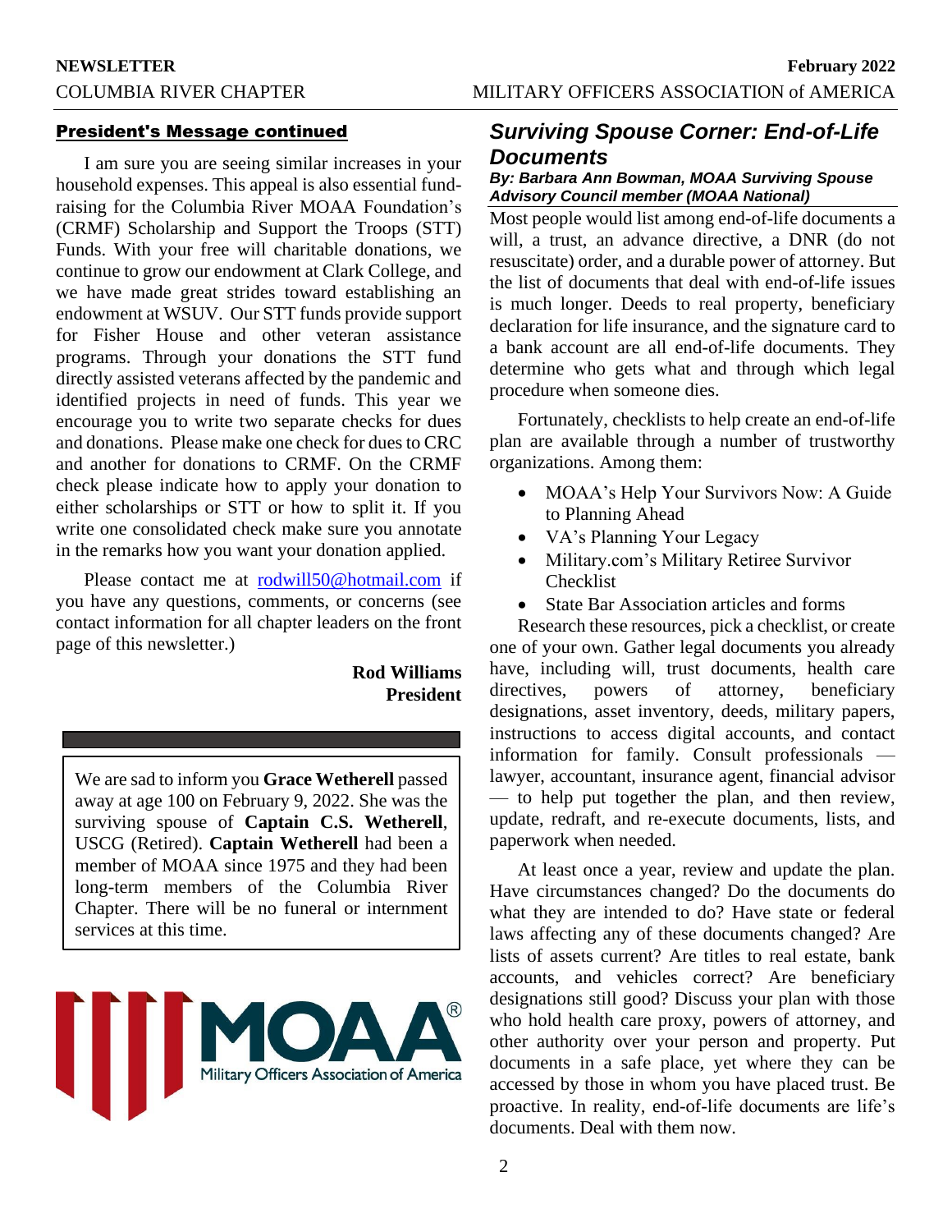## President's Message continued

I am sure you are seeing similar increases in your household expenses. This appeal is also essential fund-raising for the Columbia River MOAA Foundation's (CRMF) Scholarship and Support the Troops (STT) Funds. With your free will charitable donations, we continue to grow our endowment at Clark College, and we have made great strides toward establishing an endowment at WSUV. Our STT funds provide support for Fisher House and other veteran assistance programs. Through your donations the STT fund directly assisted veterans affected by the pandemic and identified projects in need of funds. This year we encourage you to write two separate checks for dues and donations. Please make one check for dues to CRC and another for donations to CRMF. On the CRMF check please indicate how to apply your donation to either scholarships or STT or how to split it. If you write one consolidated check make sure you annotate in the remarks how you want your donation applied.

Please contact me at rodwill50@hotmail.com if you have any questions, comments, or concerns (see contact information for all chapter leaders on the front page of this newsletter.)

**Rod Williams**
**President**

---

We are sad to inform you **Grace Wetherell** passed away at age 100 on February 9, 2022. She was the surviving spouse of **Captain C.S. Wetherell**, USCG (Retired). **Captain Wetherell** had been a member of MOAA since 1975 and they had been long-term members of the Columbia River Chapter. There will be no funeral or internment services at this time.

MOAA® Military Officers Association of America

## *Surviving Spouse Corner: End-of-Life Documents*

***By: Barbara Ann Bowman, MOAA Surviving Spouse Advisory Council member (MOAA National)***

Most people would list among end-of-life documents a will, a trust, an advance directive, a DNR (do not resuscitate) order, and a durable power of attorney. But the list of documents that deal with end-of-life issues is much longer. Deeds to real property, beneficiary declaration for life insurance, and the signature card to a bank account are all end-of-life documents. They determine who gets what and through which legal procedure when someone dies.

Fortunately, checklists to help create an end-of-life plan are available through a number of trustworthy organizations. Among them:

- MOAA's Help Your Survivors Now: A Guide to Planning Ahead
- VA's Planning Your Legacy
- Military.com's Military Retiree Survivor Checklist
- State Bar Association articles and forms

Research these resources, pick a checklist, or create one of your own. Gather legal documents you already have, including will, trust documents, health care directives, powers of attorney, beneficiary designations, asset inventory, deeds, military papers, instructions to access digital accounts, and contact information for family. Consult professionals — lawyer, accountant, insurance agent, financial advisor — to help put together the plan, and then review, update, redraft, and re-execute documents, lists, and paperwork when needed.

At least once a year, review and update the plan. Have circumstances changed? Do the documents do what they are intended to do? Have state or federal laws affecting any of these documents changed? Are lists of assets current? Are titles to real estate, bank accounts, and vehicles correct? Are beneficiary designations still good? Discuss your plan with those who hold health care proxy, powers of attorney, and other authority over your person and property. Put documents in a safe place, yet where they can be accessed by those in whom you have placed trust. Be proactive. In reality, end-of-life documents are life's documents. Deal with them now.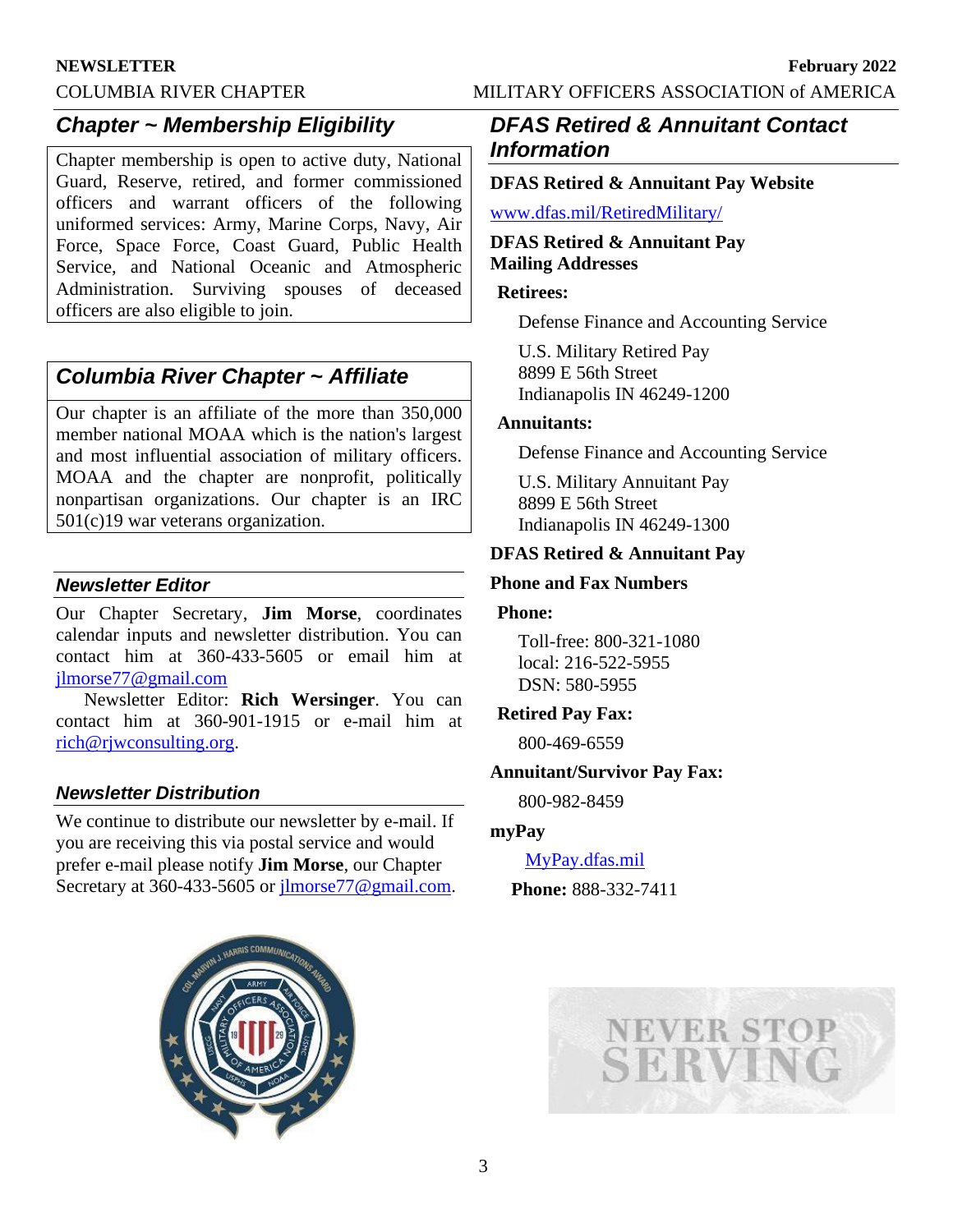## Chapter ~ Membership Eligibility

Chapter membership is open to active duty, National Guard, Reserve, retired, and former commissioned officers and warrant officers of the following uniformed services: Army, Marine Corps, Navy, Air Force, Space Force, Coast Guard, Public Health Service, and National Oceanic and Atmospheric Administration. Surviving spouses of deceased officers are also eligible to join.

## Columbia River Chapter ~ Affiliate

Our chapter is an affiliate of the more than 350,000 member national MOAA which is the nation's largest and most influential association of military officers. MOAA and the chapter are nonprofit, politically nonpartisan organizations. Our chapter is an IRC 501(c)19 war veterans organization.

### Newsletter Editor

Our Chapter Secretary, **Jim Morse**, coordinates calendar inputs and newsletter distribution. You can contact him at 360-433-5605 or email him at jlmorse77@gmail.com

Newsletter Editor: **Rich Wersinger**. You can contact him at 360-901-1915 or e-mail him at rich@rjwconsulting.org.

### Newsletter Distribution

We continue to distribute our newsletter by e-mail. If you are receiving this via postal service and would prefer e-mail please notify **Jim Morse**, our Chapter Secretary at 360-433-5605 or jlmorse77@gmail.com.

## DFAS Retired & Annuitant Contact Information

**DFAS Retired & Annuitant Pay Website**

www.dfas.mil/RetiredMilitary/

**DFAS Retired & Annuitant Pay Mailing Addresses**

**Retirees:**

Defense Finance and Accounting Service

U.S. Military Retired Pay
8899 E 56th Street
Indianapolis IN 46249-1200

**Annuitants:**

Defense Finance and Accounting Service

U.S. Military Annuitant Pay
8899 E 56th Street
Indianapolis IN 46249-1300

**DFAS Retired & Annuitant Pay**

**Phone and Fax Numbers**

**Phone:**

Toll-free: 800-321-1080
local: 216-522-5955
DSN: 580-5955

**Retired Pay Fax:**

800-469-6559

**Annuitant/Survivor Pay Fax:**

800-982-8459

**myPay**

MyPay.dfas.mil

**Phone:** 888-332-7411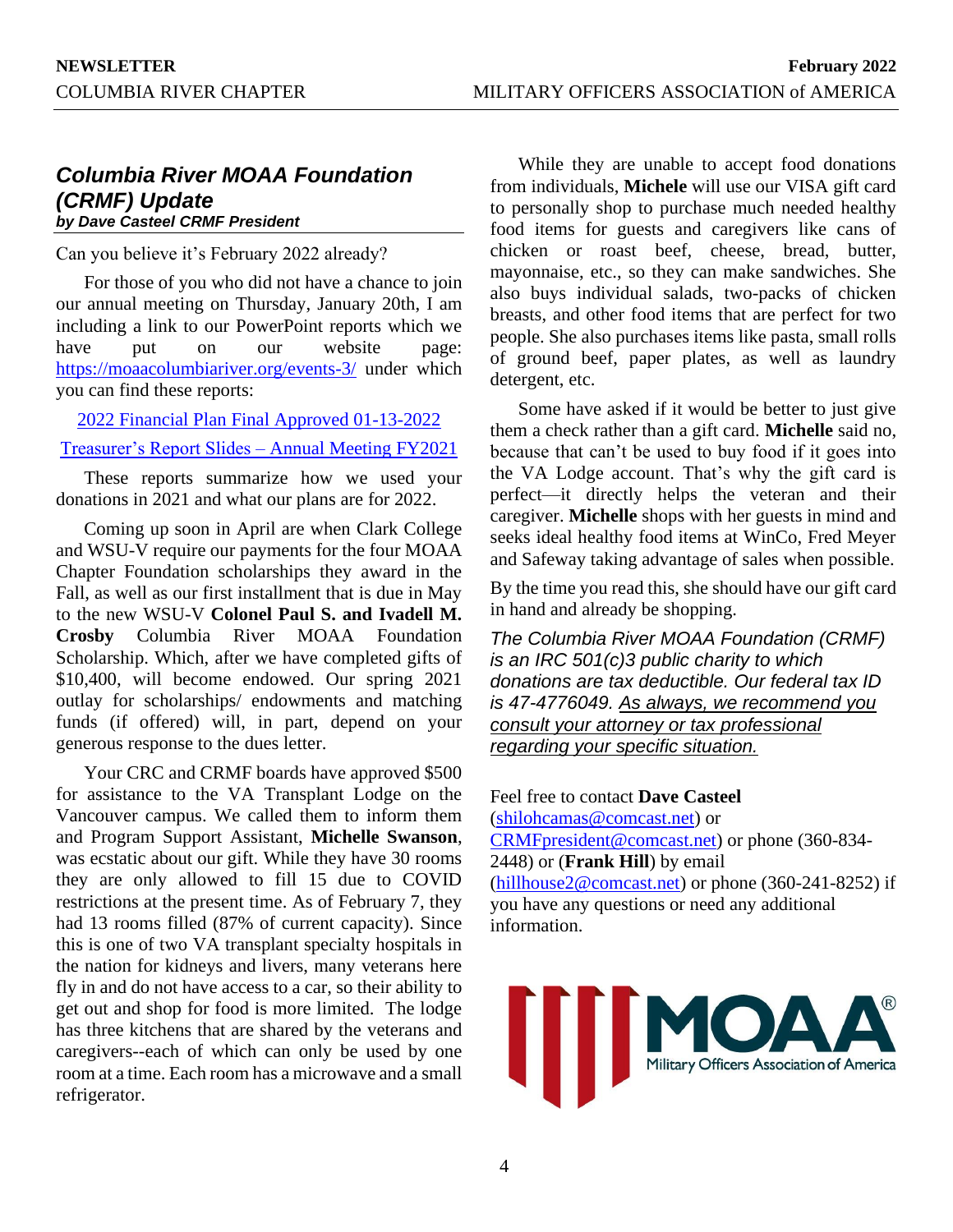## *Columbia River MOAA Foundation (CRMF) Update*

***by Dave Casteel CRMF President***

Can you believe it's February 2022 already?

For those of you who did not have a chance to join our annual meeting on Thursday, January 20th, I am including a link to our PowerPoint reports which we have put on our website page: https://moaacolumbiariver.org/events-3/ under which you can find these reports:

2022 Financial Plan Final Approved 01-13-2022

Treasurer's Report Slides – Annual Meeting FY2021

These reports summarize how we used your donations in 2021 and what our plans are for 2022.

Coming up soon in April are when Clark College and WSU-V require our payments for the four MOAA Chapter Foundation scholarships they award in the Fall, as well as our first installment that is due in May to the new WSU-V **Colonel Paul S. and Ivadell M. Crosby** Columbia River MOAA Foundation Scholarship. Which, after we have completed gifts of $10,400, will become endowed. Our spring 2021 outlay for scholarships/ endowments and matching funds (if offered) will, in part, depend on your generous response to the dues letter.

Your CRC and CRMF boards have approved $500 for assistance to the VA Transplant Lodge on the Vancouver campus. We called them to inform them and Program Support Assistant, **Michelle Swanson**, was ecstatic about our gift. While they have 30 rooms they are only allowed to fill 15 due to COVID restrictions at the present time. As of February 7, they had 13 rooms filled (87% of current capacity). Since this is one of two VA transplant specialty hospitals in the nation for kidneys and livers, many veterans here fly in and do not have access to a car, so their ability to get out and shop for food is more limited. The lodge has three kitchens that are shared by the veterans and caregivers--each of which can only be used by one room at a time. Each room has a microwave and a small refrigerator.

While they are unable to accept food donations from individuals, **Michele** will use our VISA gift card to personally shop to purchase much needed healthy food items for guests and caregivers like cans of chicken or roast beef, cheese, bread, butter, mayonnaise, etc., so they can make sandwiches. She also buys individual salads, two-packs of chicken breasts, and other food items that are perfect for two people. She also purchases items like pasta, small rolls of ground beef, paper plates, as well as laundry detergent, etc.

Some have asked if it would be better to just give them a check rather than a gift card. **Michelle** said no, because that can't be used to buy food if it goes into the VA Lodge account. That's why the gift card is perfect—it directly helps the veteran and their caregiver. **Michelle** shops with her guests in mind and seeks ideal healthy food items at WinCo, Fred Meyer and Safeway taking advantage of sales when possible.

By the time you read this, she should have our gift card in hand and already be shopping.

*The Columbia River MOAA Foundation (CRMF) is an IRC 501(c)3 public charity to which donations are tax deductible. Our federal tax ID is 47-4776049. <u>As always, we recommend you consult your attorney or tax professional regarding your specific situation.</u>*

Feel free to contact **Dave Casteel** (shilohcamas@comcast.net) or CRMFpresident@comcast.net) or phone (360-834-2448) or (**Frank Hill**) by email (hillhouse2@comcast.net) or phone (360-241-8252) if you have any questions or need any additional information.

MOAA® Military Officers Association of America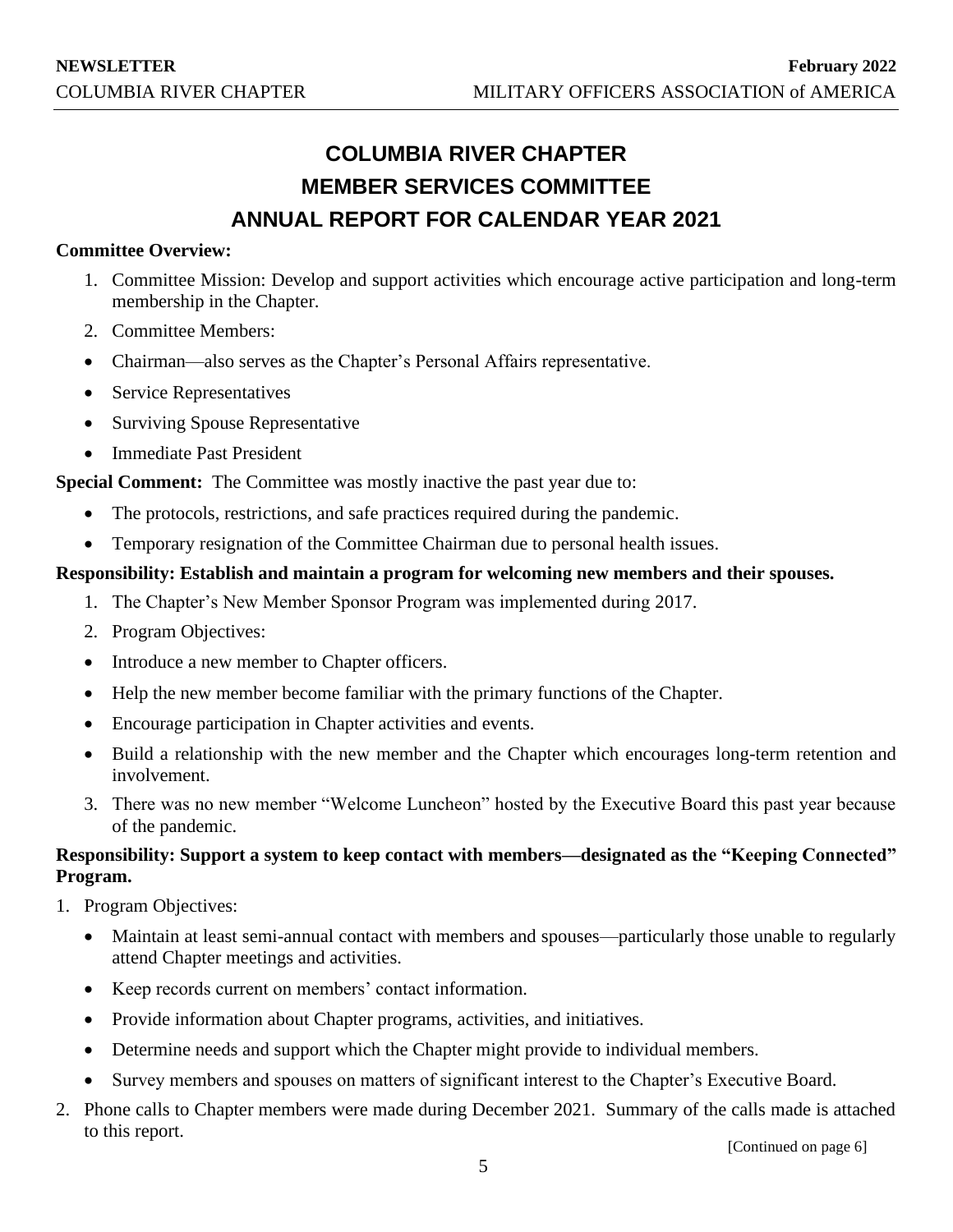# COLUMBIA RIVER CHAPTER
# MEMBER SERVICES COMMITTEE
# ANNUAL REPORT FOR CALENDAR YEAR 2021

**Committee Overview:**

1. Committee Mission: Develop and support activities which encourage active participation and long-term membership in the Chapter.
2. Committee Members:

- Chairman—also serves as the Chapter's Personal Affairs representative.
- Service Representatives
- Surviving Spouse Representative
- Immediate Past President

**Special Comment:** The Committee was mostly inactive the past year due to:

- The protocols, restrictions, and safe practices required during the pandemic.
- Temporary resignation of the Committee Chairman due to personal health issues.

**Responsibility: Establish and maintain a program for welcoming new members and their spouses.**

1. The Chapter's New Member Sponsor Program was implemented during 2017.
2. Program Objectives:

- Introduce a new member to Chapter officers.
- Help the new member become familiar with the primary functions of the Chapter.
- Encourage participation in Chapter activities and events.
- Build a relationship with the new member and the Chapter which encourages long-term retention and involvement.

3. There was no new member "Welcome Luncheon" hosted by the Executive Board this past year because of the pandemic.

**Responsibility: Support a system to keep contact with members—designated as the "Keeping Connected" Program.**

1. Program Objectives:
   - Maintain at least semi-annual contact with members and spouses—particularly those unable to regularly attend Chapter meetings and activities.
   - Keep records current on members' contact information.
   - Provide information about Chapter programs, activities, and initiatives.
   - Determine needs and support which the Chapter might provide to individual members.
   - Survey members and spouses on matters of significant interest to the Chapter's Executive Board.
2. Phone calls to Chapter members were made during December 2021. Summary of the calls made is attached to this report.

[Continued on page 6]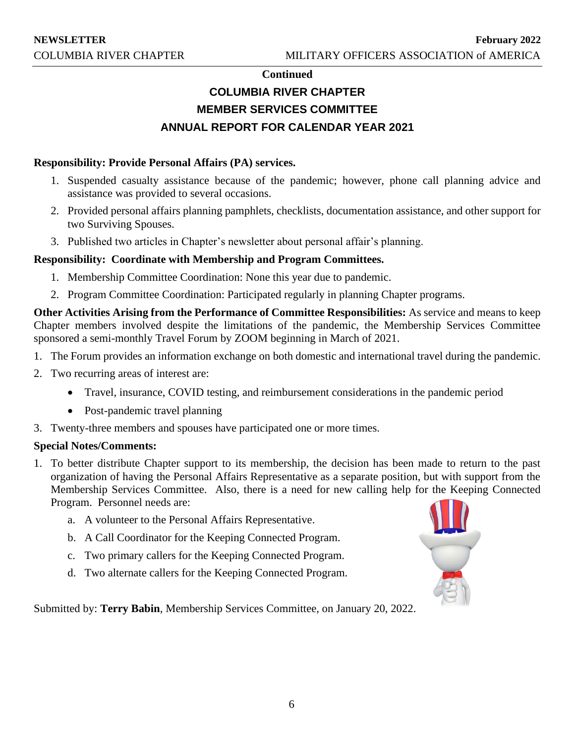**Continued**

## COLUMBIA RIVER CHAPTER
## MEMBER SERVICES COMMITTEE
## ANNUAL REPORT FOR CALENDAR YEAR 2021

**Responsibility: Provide Personal Affairs (PA) services.**

1. Suspended casualty assistance because of the pandemic; however, phone call planning advice and assistance was provided to several occasions.
2. Provided personal affairs planning pamphlets, checklists, documentation assistance, and other support for two Surviving Spouses.
3. Published two articles in Chapter's newsletter about personal affair's planning.

**Responsibility: Coordinate with Membership and Program Committees.**

1. Membership Committee Coordination: None this year due to pandemic.
2. Program Committee Coordination: Participated regularly in planning Chapter programs.

**Other Activities Arising from the Performance of Committee Responsibilities:** As service and means to keep Chapter members involved despite the limitations of the pandemic, the Membership Services Committee sponsored a semi-monthly Travel Forum by ZOOM beginning in March of 2021.

1. The Forum provides an information exchange on both domestic and international travel during the pandemic.
2. Two recurring areas of interest are:
   - Travel, insurance, COVID testing, and reimbursement considerations in the pandemic period
   - Post-pandemic travel planning
3. Twenty-three members and spouses have participated one or more times.

**Special Notes/Comments:**

1. To better distribute Chapter support to its membership, the decision has been made to return to the past organization of having the Personal Affairs Representative as a separate position, but with support from the Membership Services Committee. Also, there is a need for new calling help for the Keeping Connected Program. Personnel needs are:
   a. A volunteer to the Personal Affairs Representative.
   b. A Call Coordinator for the Keeping Connected Program.
   c. Two primary callers for the Keeping Connected Program.
   d. Two alternate callers for the Keeping Connected Program.

Submitted by: **Terry Babin**, Membership Services Committee, on January 20, 2022.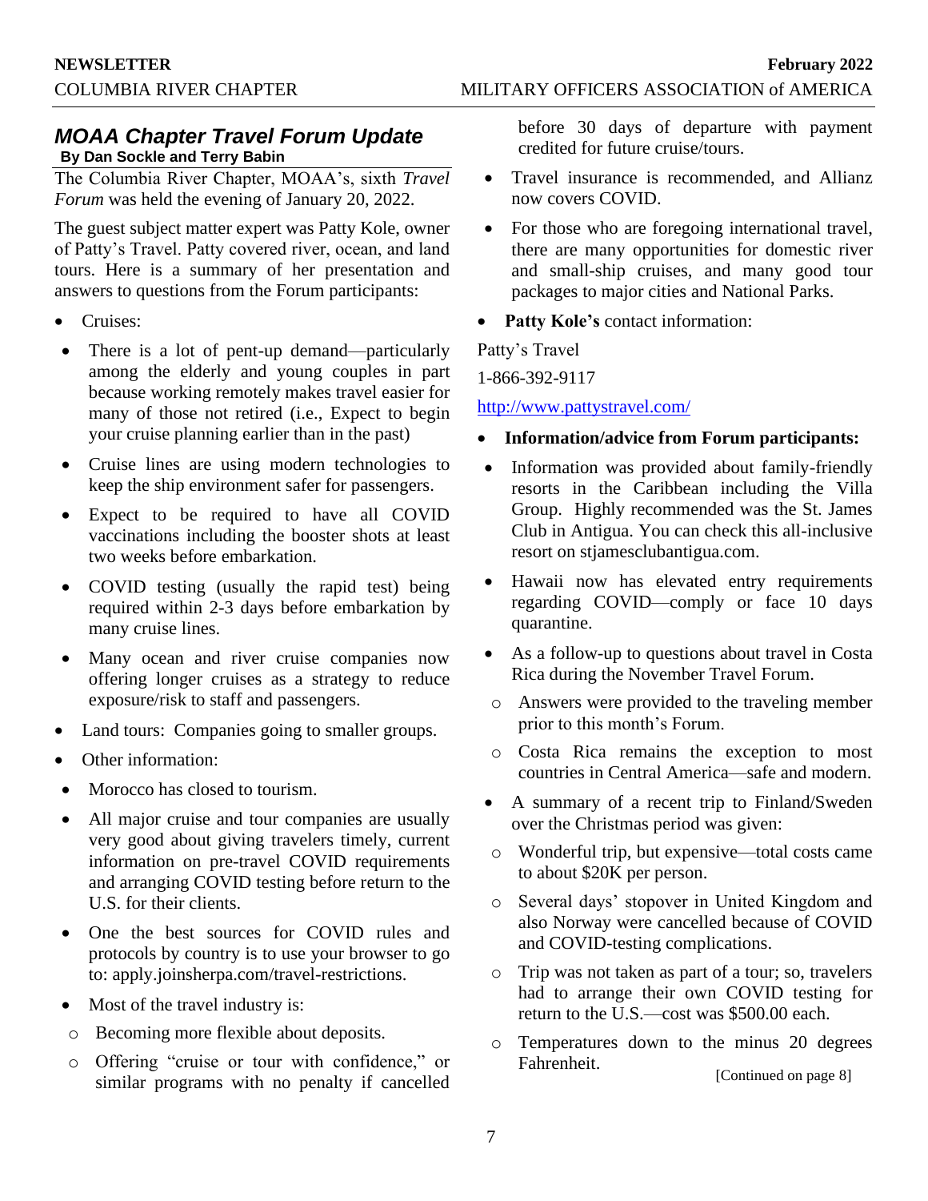## *MOAA Chapter Travel Forum Update*

**By Dan Sockle and Terry Babin**

The Columbia River Chapter, MOAA's, sixth *Travel Forum* was held the evening of January 20, 2022.

The guest subject matter expert was Patty Kole, owner of Patty's Travel. Patty covered river, ocean, and land tours. Here is a summary of her presentation and answers to questions from the Forum participants:

- Cruises:
- There is a lot of pent-up demand—particularly among the elderly and young couples in part because working remotely makes travel easier for many of those not retired (i.e., Expect to begin your cruise planning earlier than in the past)
- Cruise lines are using modern technologies to keep the ship environment safer for passengers.
- Expect to be required to have all COVID vaccinations including the booster shots at least two weeks before embarkation.
- COVID testing (usually the rapid test) being required within 2-3 days before embarkation by many cruise lines.
- Many ocean and river cruise companies now offering longer cruises as a strategy to reduce exposure/risk to staff and passengers.
- Land tours: Companies going to smaller groups.
- Other information:
- Morocco has closed to tourism.
- All major cruise and tour companies are usually very good about giving travelers timely, current information on pre-travel COVID requirements and arranging COVID testing before return to the U.S. for their clients.
- One the best sources for COVID rules and protocols by country is to use your browser to go to: apply.joinsherpa.com/travel-restrictions.
- Most of the travel industry is:
  - Becoming more flexible about deposits.
  - Offering "cruise or tour with confidence," or similar programs with no penalty if cancelled before 30 days of departure with payment credited for future cruise/tours.
- Travel insurance is recommended, and Allianz now covers COVID.
- For those who are foregoing international travel, there are many opportunities for domestic river and small-ship cruises, and many good tour packages to major cities and National Parks.
- **Patty Kole's** contact information:

Patty's Travel

1-866-392-9117

http://www.pattystravel.com/

- **Information/advice from Forum participants:**
- Information was provided about family-friendly resorts in the Caribbean including the Villa Group. Highly recommended was the St. James Club in Antigua. You can check this all-inclusive resort on stjamesclubantigua.com.
- Hawaii now has elevated entry requirements regarding COVID—comply or face 10 days quarantine.
- As a follow-up to questions about travel in Costa Rica during the November Travel Forum.
  - Answers were provided to the traveling member prior to this month's Forum.
  - Costa Rica remains the exception to most countries in Central America—safe and modern.
- A summary of a recent trip to Finland/Sweden over the Christmas period was given:
  - Wonderful trip, but expensive—total costs came to about $20K per person.
  - Several days' stopover in United Kingdom and also Norway were cancelled because of COVID and COVID-testing complications.
  - Trip was not taken as part of a tour; so, travelers had to arrange their own COVID testing for return to the U.S.—cost was $500.00 each.
  - Temperatures down to the minus 20 degrees Fahrenheit.

[Continued on page 8]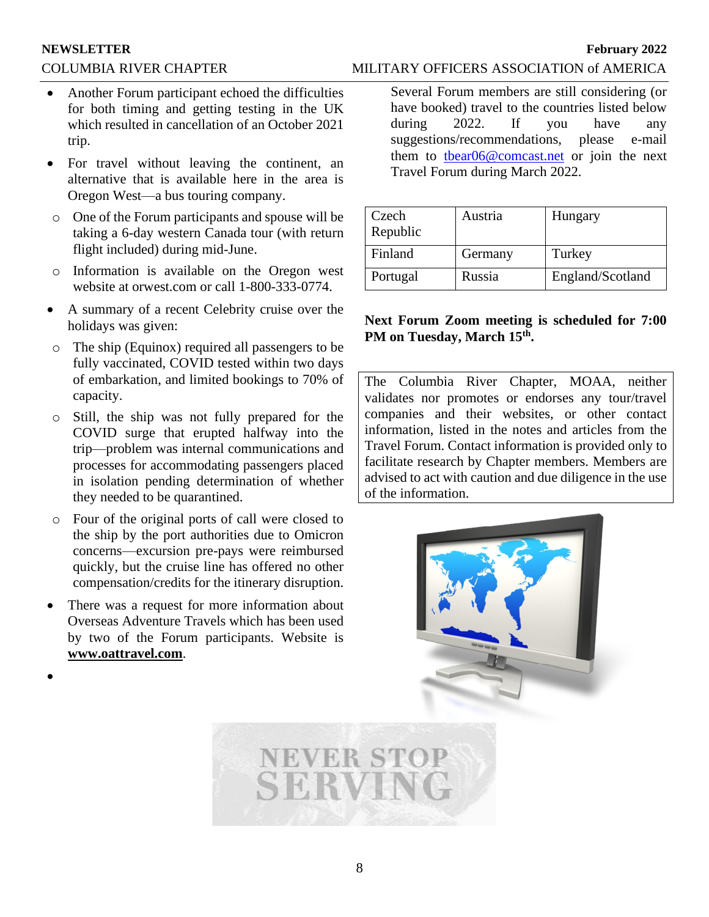- Another Forum participant echoed the difficulties for both timing and getting testing in the UK which resulted in cancellation of an October 2021 trip.
- For travel without leaving the continent, an alternative that is available here in the area is Oregon West—a bus touring company.
  - One of the Forum participants and spouse will be taking a 6-day western Canada tour (with return flight included) during mid-June.
  - Information is available on the Oregon west website at orwest.com or call 1-800-333-0774.
- A summary of a recent Celebrity cruise over the holidays was given:
  - The ship (Equinox) required all passengers to be fully vaccinated, COVID tested within two days of embarkation, and limited bookings to 70% of capacity.
  - Still, the ship was not fully prepared for the COVID surge that erupted halfway into the trip—problem was internal communications and processes for accommodating passengers placed in isolation pending determination of whether they needed to be quarantined.
  - Four of the original ports of call were closed to the ship by the port authorities due to Omicron concerns—excursion pre-pays were reimbursed quickly, but the cruise line has offered no other compensation/credits for the itinerary disruption.
- There was a request for more information about Overseas Adventure Travels which has been used by two of the Forum participants. Website is **www.oattravel.com**.

Several Forum members are still considering (or have booked) travel to the countries listed below during 2022. If you have any suggestions/recommendations, please e-mail them to tbear06@comcast.net or join the next Travel Forum during March 2022.

| Czech Republic | Austria | Hungary |
|---|---|---|
| Finland | Germany | Turkey |
| Portugal | Russia | England/Scotland |

**Next Forum Zoom meeting is scheduled for 7:00 PM on Tuesday, March 15th.**

The Columbia River Chapter, MOAA, neither validates nor promotes or endorses any tour/travel companies and their websites, or other contact information, listed in the notes and articles from the Travel Forum. Contact information is provided only to facilitate research by Chapter members. Members are advised to act with caution and due diligence in the use of the information.

NEVER STOP SERVING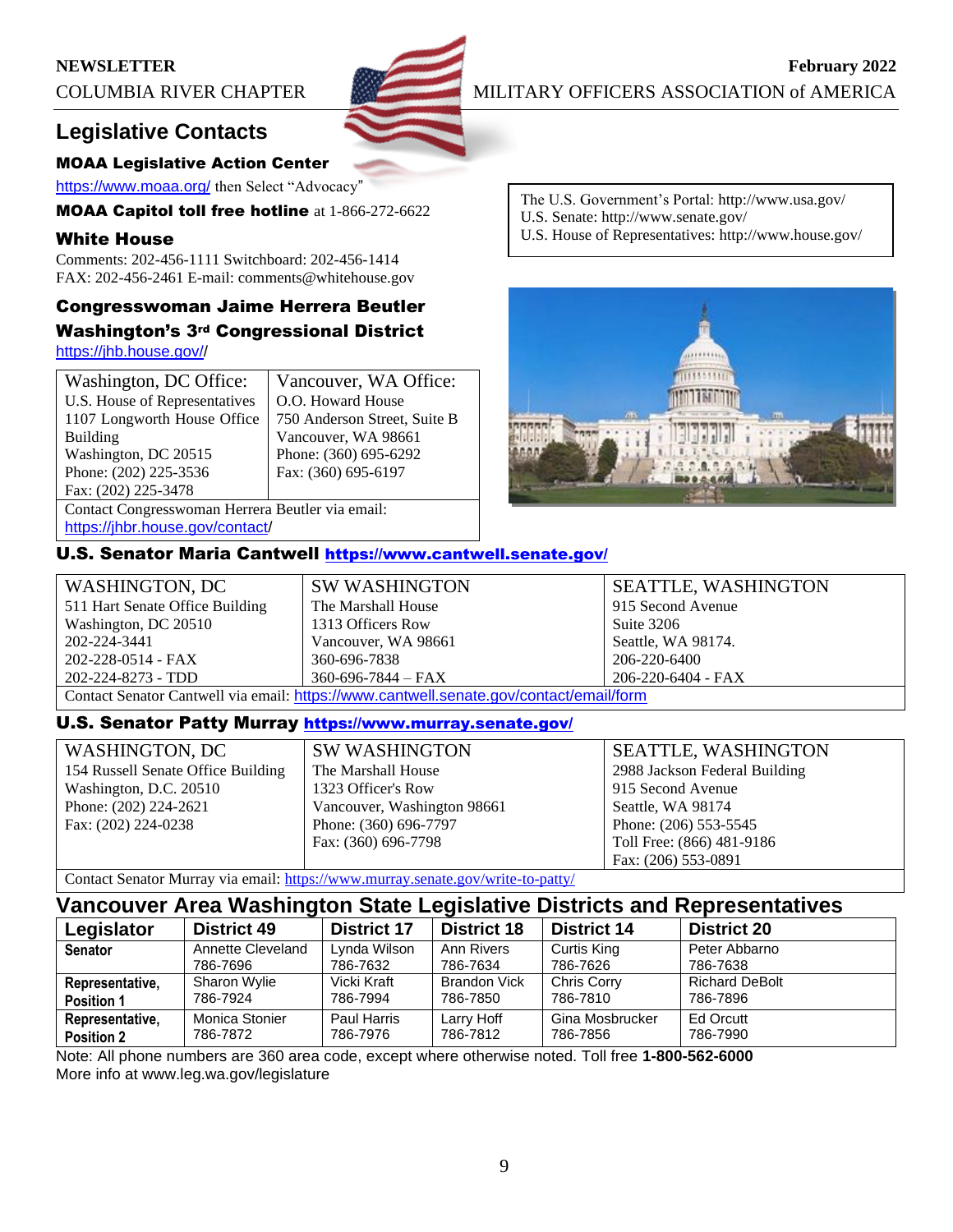# Legislative Contacts

### MOAA Legislative Action Center

https://www.moaa.org/ then Select "Advocacy"

**MOAA Capitol toll free hotline** at 1-866-272-6622

### White House

Comments: 202-456-1111 Switchboard: 202-456-1414
FAX: 202-456-2461 E-mail: comments@whitehouse.gov

The U.S. Government's Portal: http://www.usa.gov/
U.S. Senate: http://www.senate.gov/
U.S. House of Representatives: http://www.house.gov/

### Congresswoman Jaime Herrera Beutler
### Washington's 3rd Congressional District

https://jhb.house.gov//

| Washington, DC Office: | Vancouver, WA Office: |
|---|---|
| U.S. House of Representatives<br>1107 Longworth House Office Building<br>Washington, DC 20515<br>Phone: (202) 225-3536<br>Fax: (202) 225-3478 | O.O. Howard House<br>750 Anderson Street, Suite B<br>Vancouver, WA 98661<br>Phone: (360) 695-6292<br>Fax: (360) 695-6197 |
| Contact Congresswoman Herrera Beutler via email: https://jhbr.house.gov/contact/ | |

### U.S. Senator Maria Cantwell https://www.cantwell.senate.gov/

| WASHINGTON, DC | SW WASHINGTON | SEATTLE, WASHINGTON |
|---|---|---|
| 511 Hart Senate Office Building<br>Washington, DC 20510<br>202-224-3441<br>202-228-0514 - FAX<br>202-224-8273 - TDD | The Marshall House<br>1313 Officers Row<br>Vancouver, WA 98661<br>360-696-7838<br>360-696-7844 – FAX | 915 Second Avenue<br>Suite 3206<br>Seattle, WA 98174.<br>206-220-6400<br>206-220-6404 - FAX |
| Contact Senator Cantwell via email: https://www.cantwell.senate.gov/contact/email/form | | |

### U.S. Senator Patty Murray https://www.murray.senate.gov/

| WASHINGTON, DC | SW WASHINGTON | SEATTLE, WASHINGTON |
|---|---|---|
| 154 Russell Senate Office Building<br>Washington, D.C. 20510<br>Phone: (202) 224-2621<br>Fax: (202) 224-0238 | The Marshall House<br>1323 Officer's Row<br>Vancouver, Washington 98661<br>Phone: (360) 696-7797<br>Fax: (360) 696-7798 | 2988 Jackson Federal Building<br>915 Second Avenue<br>Seattle, WA 98174<br>Phone: (206) 553-5545<br>Toll Free: (866) 481-9186<br>Fax: (206) 553-0891 |
| Contact Senator Murray via email: https://www.murray.senate.gov/write-to-patty/ | | |

## Vancouver Area Washington State Legislative Districts and Representatives

| Legislator | District 49 | District 17 | District 18 | District 14 | District 20 |
|---|---|---|---|---|---|
| **Senator** | Annette Cleveland<br>786-7696 | Lynda Wilson<br>786-7632 | Ann Rivers<br>786-7634 | Curtis King<br>786-7626 | Peter Abbarno<br>786-7638 |
| **Representative, Position 1** | Sharon Wylie<br>786-7924 | Vicki Kraft<br>786-7994 | Brandon Vick<br>786-7850 | Chris Corry<br>786-7810 | Richard DeBolt<br>786-7896 |
| **Representative, Position 2** | Monica Stonier<br>786-7872 | Paul Harris<br>786-7976 | Larry Hoff<br>786-7812 | Gina Mosbrucker<br>786-7856 | Ed Orcutt<br>786-7990 |

Note: All phone numbers are 360 area code, except where otherwise noted. Toll free **1-800-562-6000**
More info at www.leg.wa.gov/legislature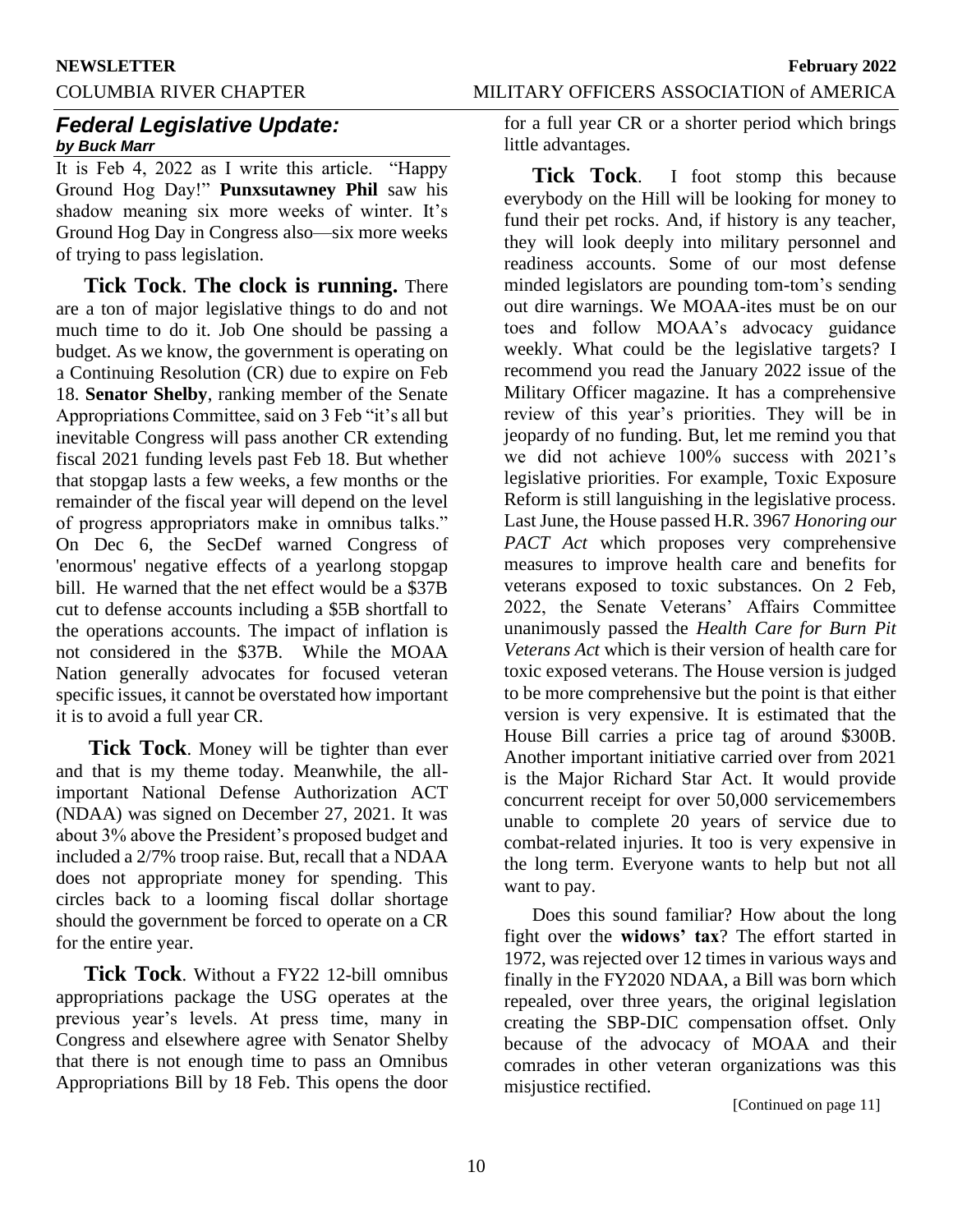## *Federal Legislative Update:*

***by Buck Marr***

It is Feb 4, 2022 as I write this article. "Happy Ground Hog Day!" **Punxsutawney Phil** saw his shadow meaning six more weeks of winter. It's Ground Hog Day in Congress also—six more weeks of trying to pass legislation.

**Tick Tock**. **The clock is running.** There are a ton of major legislative things to do and not much time to do it. Job One should be passing a budget. As we know, the government is operating on a Continuing Resolution (CR) due to expire on Feb 18. **Senator Shelby**, ranking member of the Senate Appropriations Committee, said on 3 Feb "it's all but inevitable Congress will pass another CR extending fiscal 2021 funding levels past Feb 18. But whether that stopgap lasts a few weeks, a few months or the remainder of the fiscal year will depend on the level of progress appropriators make in omnibus talks." On Dec 6, the SecDef warned Congress of 'enormous' negative effects of a yearlong stopgap bill. He warned that the net effect would be a $37B cut to defense accounts including a $5B shortfall to the operations accounts. The impact of inflation is not considered in the $37B. While the MOAA Nation generally advocates for focused veteran specific issues, it cannot be overstated how important it is to avoid a full year CR.

**Tick Tock**. Money will be tighter than ever and that is my theme today. Meanwhile, the all-important National Defense Authorization ACT (NDAA) was signed on December 27, 2021. It was about 3% above the President's proposed budget and included a 2/7% troop raise. But, recall that a NDAA does not appropriate money for spending. This circles back to a looming fiscal dollar shortage should the government be forced to operate on a CR for the entire year.

**Tick Tock**. Without a FY22 12-bill omnibus appropriations package the USG operates at the previous year's levels. At press time, many in Congress and elsewhere agree with Senator Shelby that there is not enough time to pass an Omnibus Appropriations Bill by 18 Feb. This opens the door for a full year CR or a shorter period which brings little advantages.

**Tick Tock**. I foot stomp this because everybody on the Hill will be looking for money to fund their pet rocks. And, if history is any teacher, they will look deeply into military personnel and readiness accounts. Some of our most defense minded legislators are pounding tom-tom's sending out dire warnings. We MOAA-ites must be on our toes and follow MOAA's advocacy guidance weekly. What could be the legislative targets? I recommend you read the January 2022 issue of the Military Officer magazine. It has a comprehensive review of this year's priorities. They will be in jeopardy of no funding. But, let me remind you that we did not achieve 100% success with 2021's legislative priorities. For example, Toxic Exposure Reform is still languishing in the legislative process. Last June, the House passed H.R. 3967 *Honoring our PACT Act* which proposes very comprehensive measures to improve health care and benefits for veterans exposed to toxic substances. On 2 Feb, 2022, the Senate Veterans' Affairs Committee unanimously passed the *Health Care for Burn Pit Veterans Act* which is their version of health care for toxic exposed veterans. The House version is judged to be more comprehensive but the point is that either version is very expensive. It is estimated that the House Bill carries a price tag of around $300B. Another important initiative carried over from 2021 is the Major Richard Star Act. It would provide concurrent receipt for over 50,000 servicemembers unable to complete 20 years of service due to combat-related injuries. It too is very expensive in the long term. Everyone wants to help but not all want to pay.

Does this sound familiar? How about the long fight over the **widows' tax**? The effort started in 1972, was rejected over 12 times in various ways and finally in the FY2020 NDAA, a Bill was born which repealed, over three years, the original legislation creating the SBP-DIC compensation offset. Only because of the advocacy of MOAA and their comrades in other veteran organizations was this misjustice rectified.

[Continued on page 11]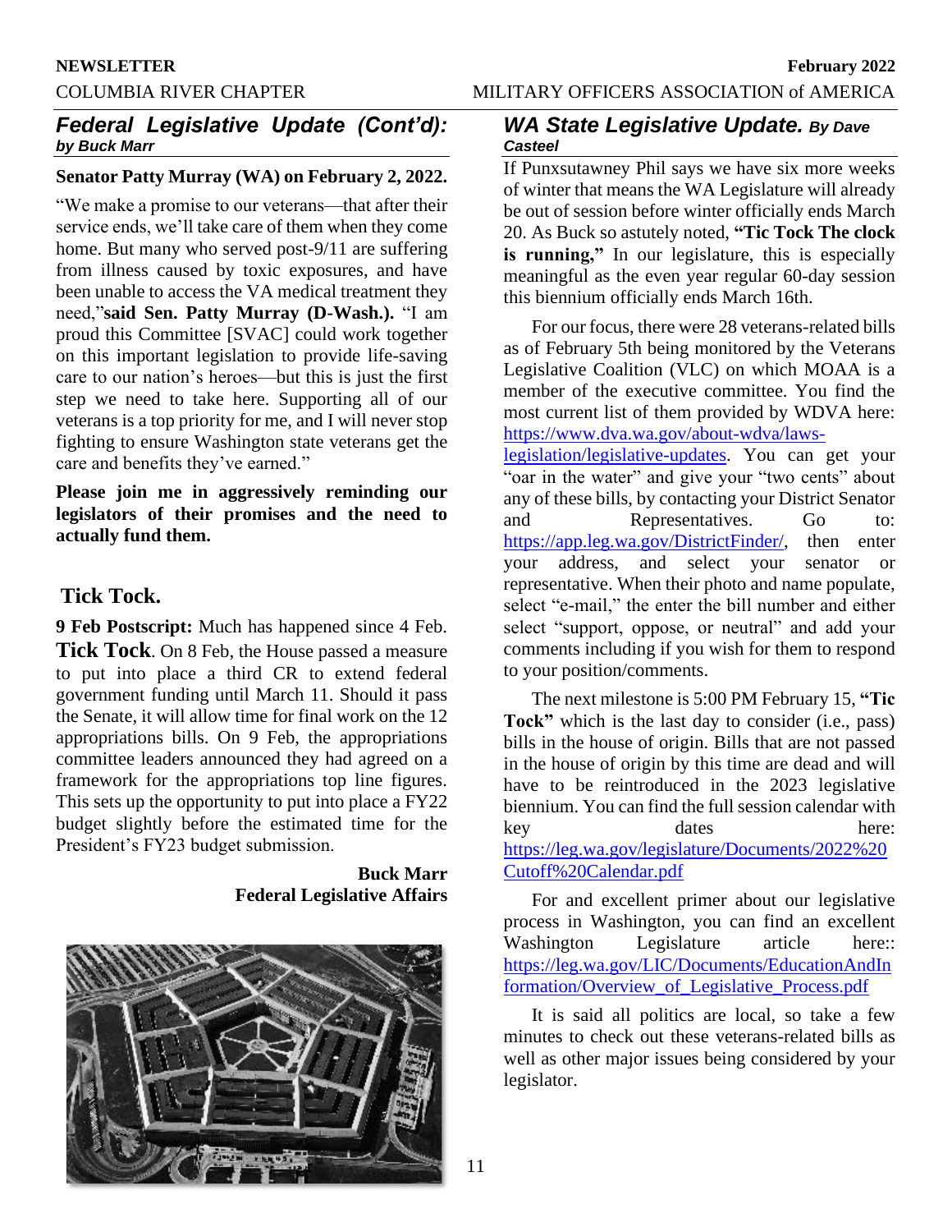## *Federal Legislative Update (Cont'd): by Buck Marr*

**Senator Patty Murray (WA) on February 2, 2022.**

"We make a promise to our veterans—that after their service ends, we'll take care of them when they come home. But many who served post-9/11 are suffering from illness caused by toxic exposures, and have been unable to access the VA medical treatment they need,"**said Sen. Patty Murray (D-Wash.).** "I am proud this Committee [SVAC] could work together on this important legislation to provide life-saving care to our nation's heroes—but this is just the first step we need to take here. Supporting all of our veterans is a top priority for me, and I will never stop fighting to ensure Washington state veterans get the care and benefits they've earned."

**Please join me in aggressively reminding our legislators of their promises and the need to actually fund them.**

## Tick Tock.

**9 Feb Postscript:** Much has happened since 4 Feb. **Tick Tock**. On 8 Feb, the House passed a measure to put into place a third CR to extend federal government funding until March 11. Should it pass the Senate, it will allow time for final work on the 12 appropriations bills. On 9 Feb, the appropriations committee leaders announced they had agreed on a framework for the appropriations top line figures. This sets up the opportunity to put into place a FY22 budget slightly before the estimated time for the President's FY23 budget submission.

**Buck Marr**
**Federal Legislative Affairs**

## *WA State Legislative Update. By Dave Casteel*

If Punxsutawney Phil says we have six more weeks of winter that means the WA Legislature will already be out of session before winter officially ends March 20. As Buck so astutely noted, **"Tic Tock The clock is running,"** In our legislature, this is especially meaningful as the even year regular 60-day session this biennium officially ends March 16th.

For our focus, there were 28 veterans-related bills as of February 5th being monitored by the Veterans Legislative Coalition (VLC) on which MOAA is a member of the executive committee. You find the most current list of them provided by WDVA here: https://www.dva.wa.gov/about-wdva/laws-legislation/legislative-updates. You can get your "oar in the water" and give your "two cents" about any of these bills, by contacting your District Senator and Representatives. Go to: https://app.leg.wa.gov/DistrictFinder/, then enter your address, and select your senator or representative. When their photo and name populate, select "e-mail," the enter the bill number and either select "support, oppose, or neutral" and add your comments including if you wish for them to respond to your position/comments.

The next milestone is 5:00 PM February 15, **"Tic Tock"** which is the last day to consider (i.e., pass) bills in the house of origin. Bills that are not passed in the house of origin by this time are dead and will have to be reintroduced in the 2023 legislative biennium. You can find the full session calendar with key dates here: https://leg.wa.gov/legislature/Documents/2022%20Cutoff%20Calendar.pdf

For and excellent primer about our legislative process in Washington, you can find an excellent Washington Legislature article here:: https://leg.wa.gov/LIC/Documents/EducationAndInformation/Overview_of_Legislative_Process.pdf

It is said all politics are local, so take a few minutes to check out these veterans-related bills as well as other major issues being considered by your legislator.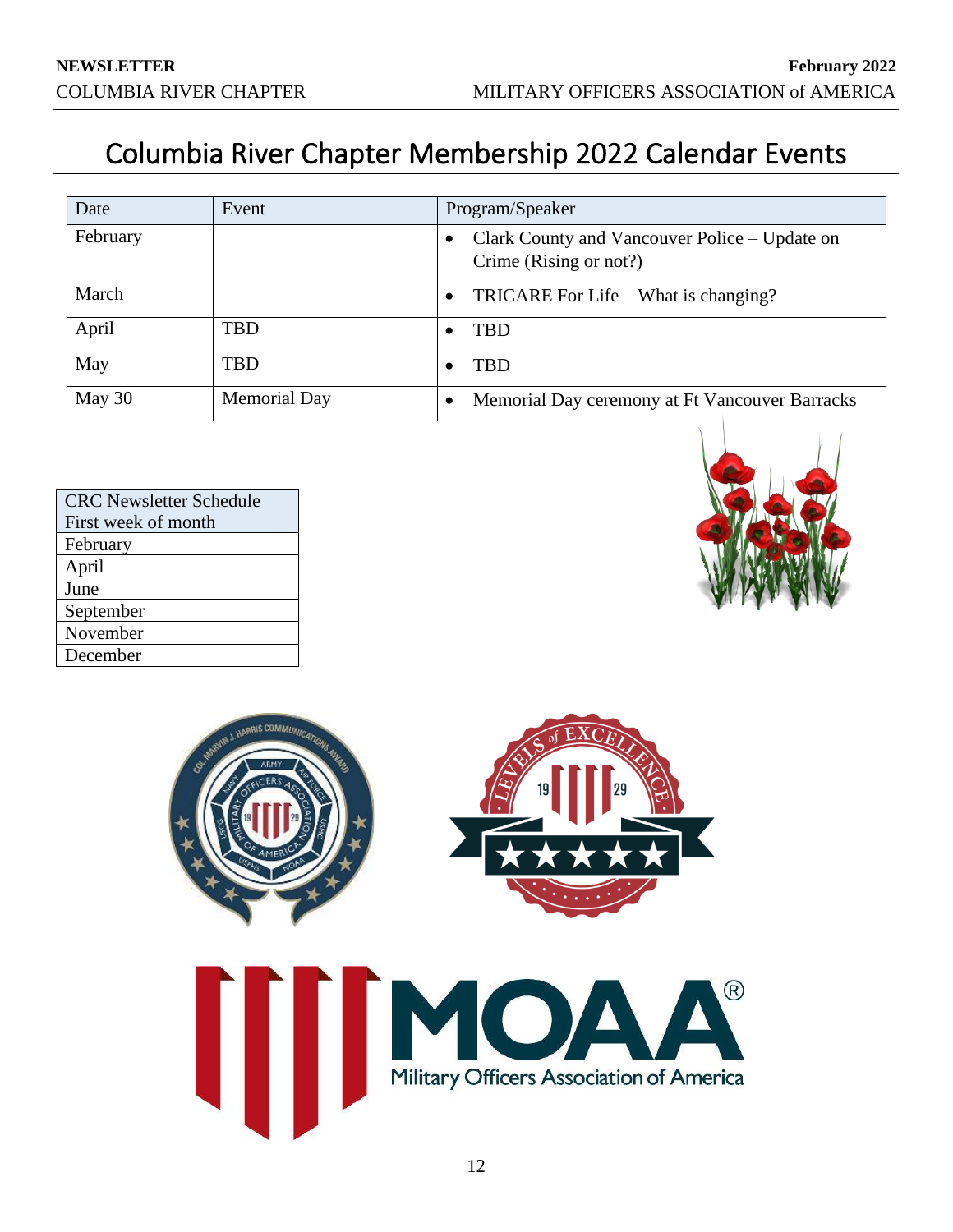# Columbia River Chapter Membership 2022 Calendar Events

| Date | Event | Program/Speaker |
|---|---|---|
| February | | • Clark County and Vancouver Police – Update on Crime (Rising or not?) |
| March | | • TRICARE For Life – What is changing? |
| April | TBD | • TBD |
| May | TBD | • TBD |
| May 30 | Memorial Day | • Memorial Day ceremony at Ft Vancouver Barracks |

| CRC Newsletter Schedule First week of month |
|---|
| February |
| April |
| June |
| September |
| November |
| December |